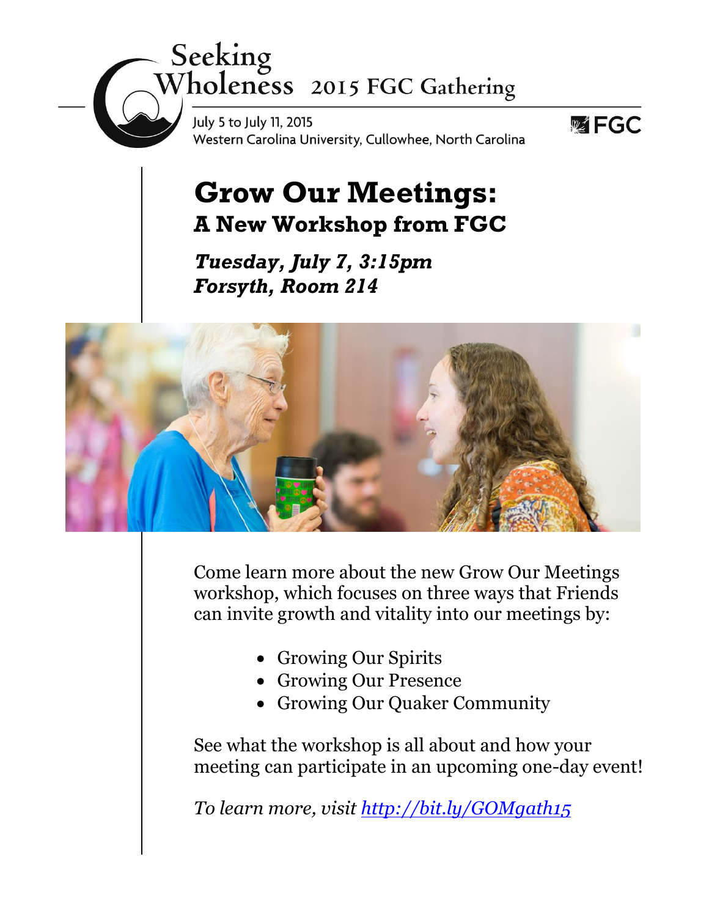Seeking Wholeness 2015 FGC Gathering

July 5 to July 11, 2015
Western Carolina University, Cullowhee, North Carolina

FGC

# Grow Our Meetings:
## A New Workshop from FGC

***Tuesday, July 7, 3:15pm***
***Forsyth, Room 214***

Come learn more about the new Grow Our Meetings workshop, which focuses on three ways that Friends can invite growth and vitality into our meetings by:

- Growing Our Spirits
- Growing Our Presence
- Growing Our Quaker Community

See what the workshop is all about and how your meeting can participate in an upcoming one-day event!

*To learn more, visit [http://bit.ly/GOMgath15](http://bit.ly/GOMgath15)*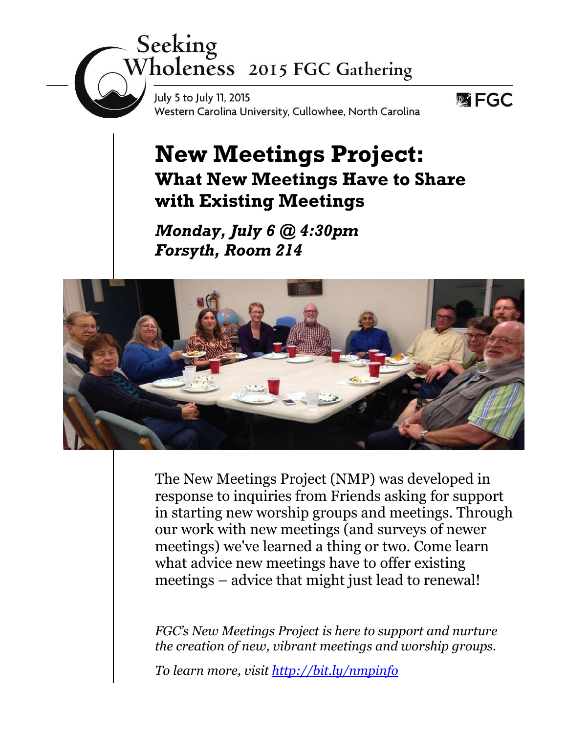Seeking Wholeness 2015 FGC Gathering

July 5 to July 11, 2015
Western Carolina University, Cullowhee, North Carolina

FGC

# New Meetings Project:

## What New Meetings Have to Share with Existing Meetings

***Monday, July 6 @ 4:30pm***
***Forsyth, Room 214***

The New Meetings Project (NMP) was developed in response to inquiries from Friends asking for support in starting new worship groups and meetings. Through our work with new meetings (and surveys of newer meetings) we've learned a thing or two. Come learn what advice new meetings have to offer existing meetings – advice that might just lead to renewal!

*FGC's New Meetings Project is here to support and nurture the creation of new, vibrant meetings and worship groups.*

*To learn more, visit [http://bit.ly/nmpinfo](http://bit.ly/nmpinfo)*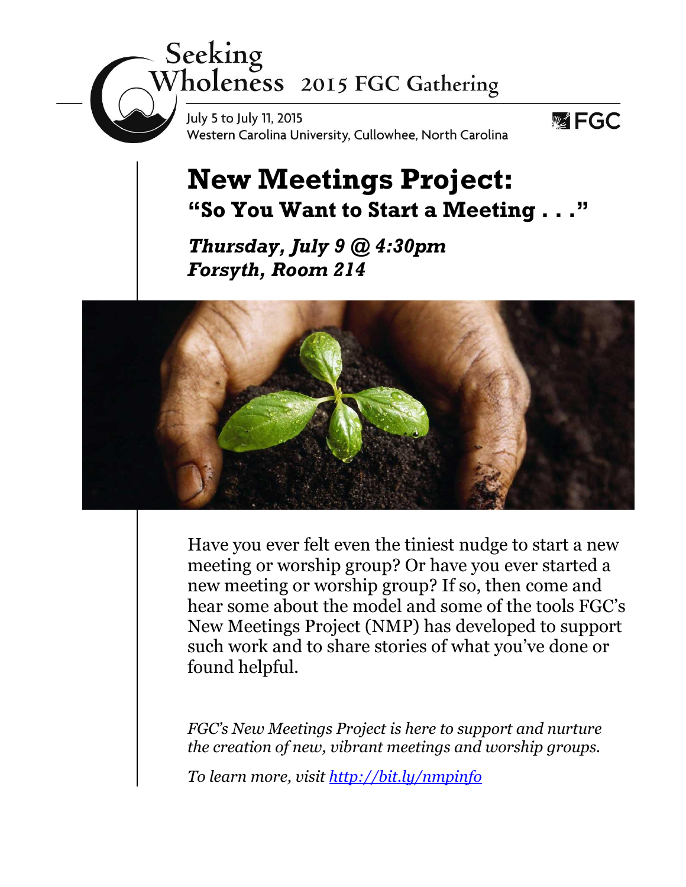Seeking Wholeness 2015 FGC Gathering

July 5 to July 11, 2015
Western Carolina University, Cullowhee, North Carolina

FGC

# New Meetings Project:
## "So You Want to Start a Meeting . . ."

***Thursday, July 9 @ 4:30pm***
***Forsyth, Room 214***

Have you ever felt even the tiniest nudge to start a new meeting or worship group? Or have you ever started a new meeting or worship group? If so, then come and hear some about the model and some of the tools FGC's New Meetings Project (NMP) has developed to support such work and to share stories of what you've done or found helpful.

*FGC's New Meetings Project is here to support and nurture the creation of new, vibrant meetings and worship groups.*

*To learn more, visit [http://bit.ly/nmpinfo](http://bit.ly/nmpinfo)*